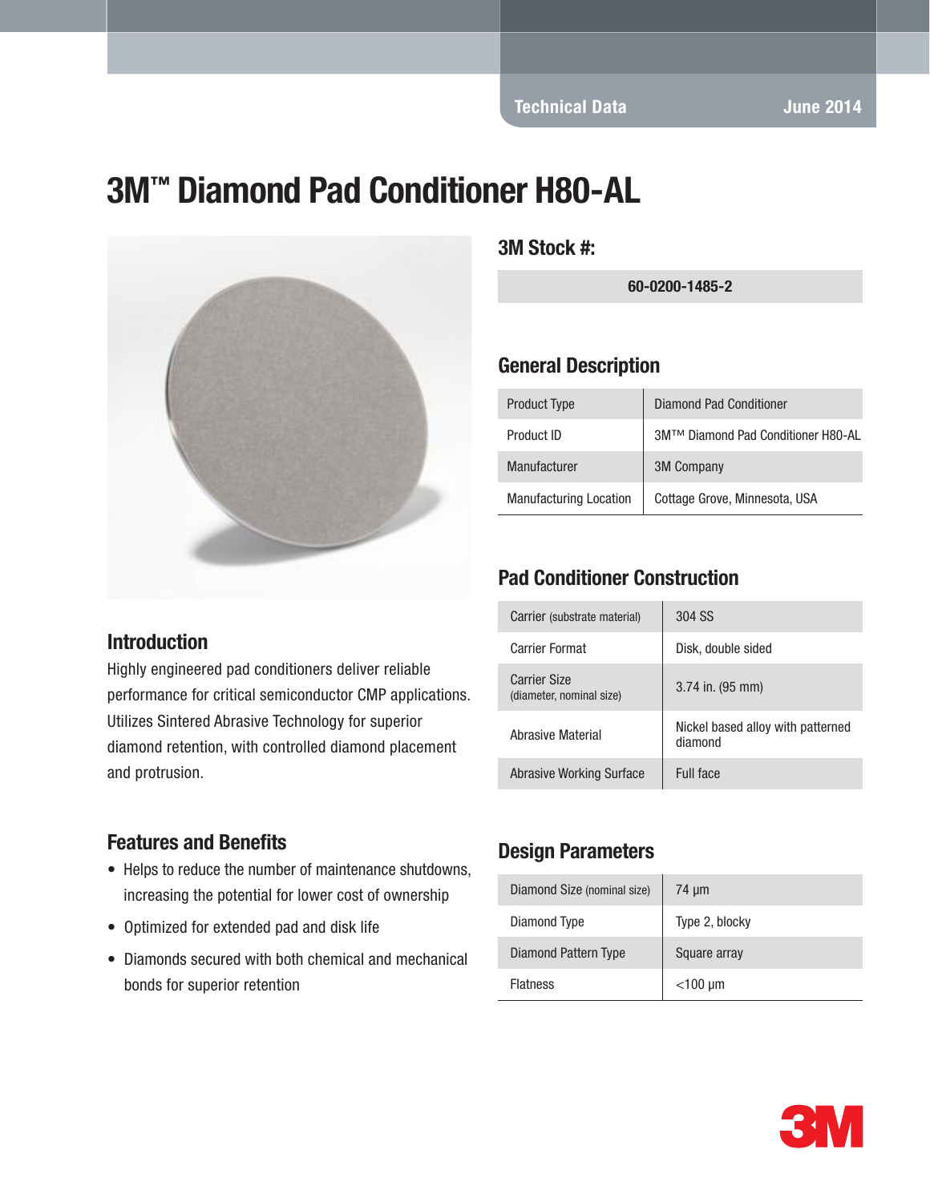Technical Data — June 2014

# 3M™ Diamond Pad Conditioner H80-AL

## Introduction

Highly engineered pad conditioners deliver reliable performance for critical semiconductor CMP applications. Utilizes Sintered Abrasive Technology for superior diamond retention, with controlled diamond placement and protrusion.

## Features and Benefits

- Helps to reduce the number of maintenance shutdowns, increasing the potential for lower cost of ownership
- Optimized for extended pad and disk life
- Diamonds secured with both chemical and mechanical bonds for superior retention

## 3M Stock #:

| 60-0200-1485-2 |
|---|

## General Description

| | |
|---|---|
| Product Type | Diamond Pad Conditioner |
| Product ID | 3M™™ Diamond Pad Conditioner H80-AL |
| Manufacturer | 3M Company |
| Manufacturing Location | Cottage Grove, Minnesota, USA |

## Pad Conditioner Construction

| | |
|---|---|
| Carrier (substrate material) | 304 SS |
| Carrier Format | Disk, double sided |
| Carrier Size (diameter, nominal size) | 3.74 in. (95 mm) |
| Abrasive Material | Nickel based alloy with patterned diamond |
| Abrasive Working Surface | Full face |

## Design Parameters

| | |
|---|---|
| Diamond Size (nominal size) | 74 µm |
| Diamond Type | Type 2, blocky |
| Diamond Pattern Type | Square array |
| Flatness | <100 µm |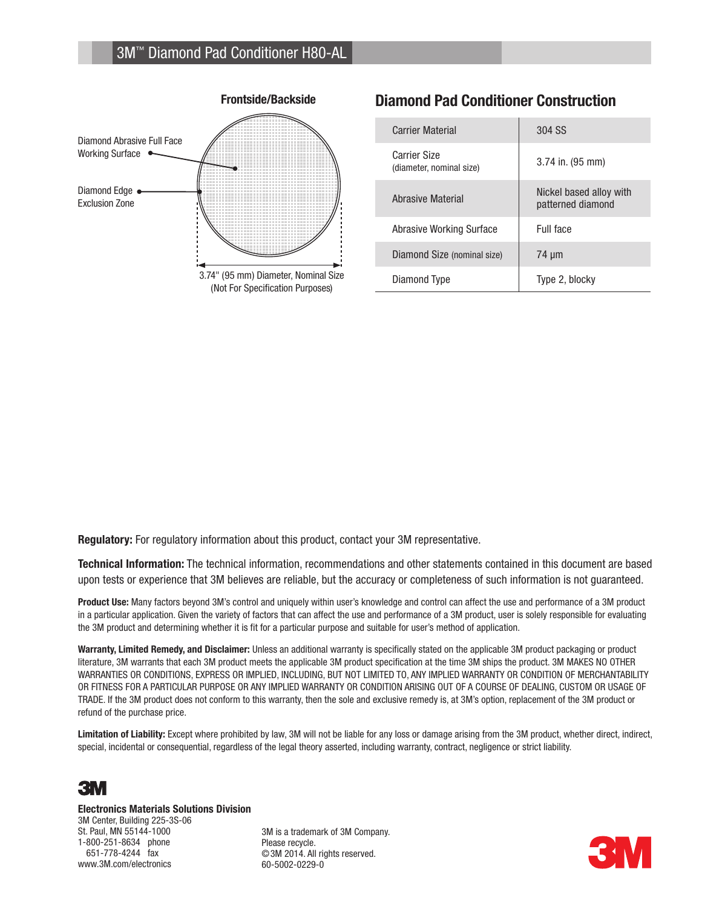# 3M™ Diamond Pad Conditioner H80-AL

**Frontside/Backside**

Diamond Abrasive Full Face Working Surface

Diamond Edge Exclusion Zone

3.74" (95 mm) Diameter, Nominal Size (Not For Specification Purposes)

## Diamond Pad Conditioner Construction

| | |
|---|---|
| Carrier Material | 304 SS |
| Carrier Size (diameter, nominal size) | 3.74 in. (95 mm) |
| Abrasive Material | Nickel based alloy with patterned diamond |
| Abrasive Working Surface | Full face |
| Diamond Size (nominal size) | 74 µm |
| Diamond Type | Type 2, blocky |

**Regulatory:** For regulatory information about this product, contact your 3M representative.

**Technical Information:** The technical information, recommendations and other statements contained in this document are based upon tests or experience that 3M believes are reliable, but the accuracy or completeness of such information is not guaranteed.

**Product Use:** Many factors beyond 3M's control and uniquely within user's knowledge and control can affect the use and performance of a 3M product in a particular application. Given the variety of factors that can affect the use and performance of a 3M product, user is solely responsible for evaluating the 3M product and determining whether it is fit for a particular purpose and suitable for user's method of application.

**Warranty, Limited Remedy, and Disclaimer:** Unless an additional warranty is specifically stated on the applicable 3M product packaging or product literature, 3M warrants that each 3M product meets the applicable 3M product specification at the time 3M ships the product. 3M MAKES NO OTHER WARRANTIES OR CONDITIONS, EXPRESS OR IMPLIED, INCLUDING, BUT NOT LIMITED TO, ANY IMPLIED WARRANTY OR CONDITION OF MERCHANTABILITY OR FITNESS FOR A PARTICULAR PURPOSE OR ANY IMPLIED WARRANTY OR CONDITION ARISING OUT OF A COURSE OF DEALING, CUSTOM OR USAGE OF TRADE. If the 3M product does not conform to this warranty, then the sole and exclusive remedy is, at 3M's option, replacement of the 3M product or refund of the purchase price.

**Limitation of Liability:** Except where prohibited by law, 3M will not be liable for any loss or damage arising from the 3M product, whether direct, indirect, special, incidental or consequential, regardless of the legal theory asserted, including warranty, contract, negligence or strict liability.

3M

**Electronics Materials Solutions Division**
3M Center, Building 225-3S-06
St. Paul, MN 55144-1000
1-800-251-8634 phone
651-778-4244 fax
www.3M.com/electronics

3M is a trademark of 3M Company.
Please recycle.
© 3M 2014. All rights reserved.
60-5002-0229-0